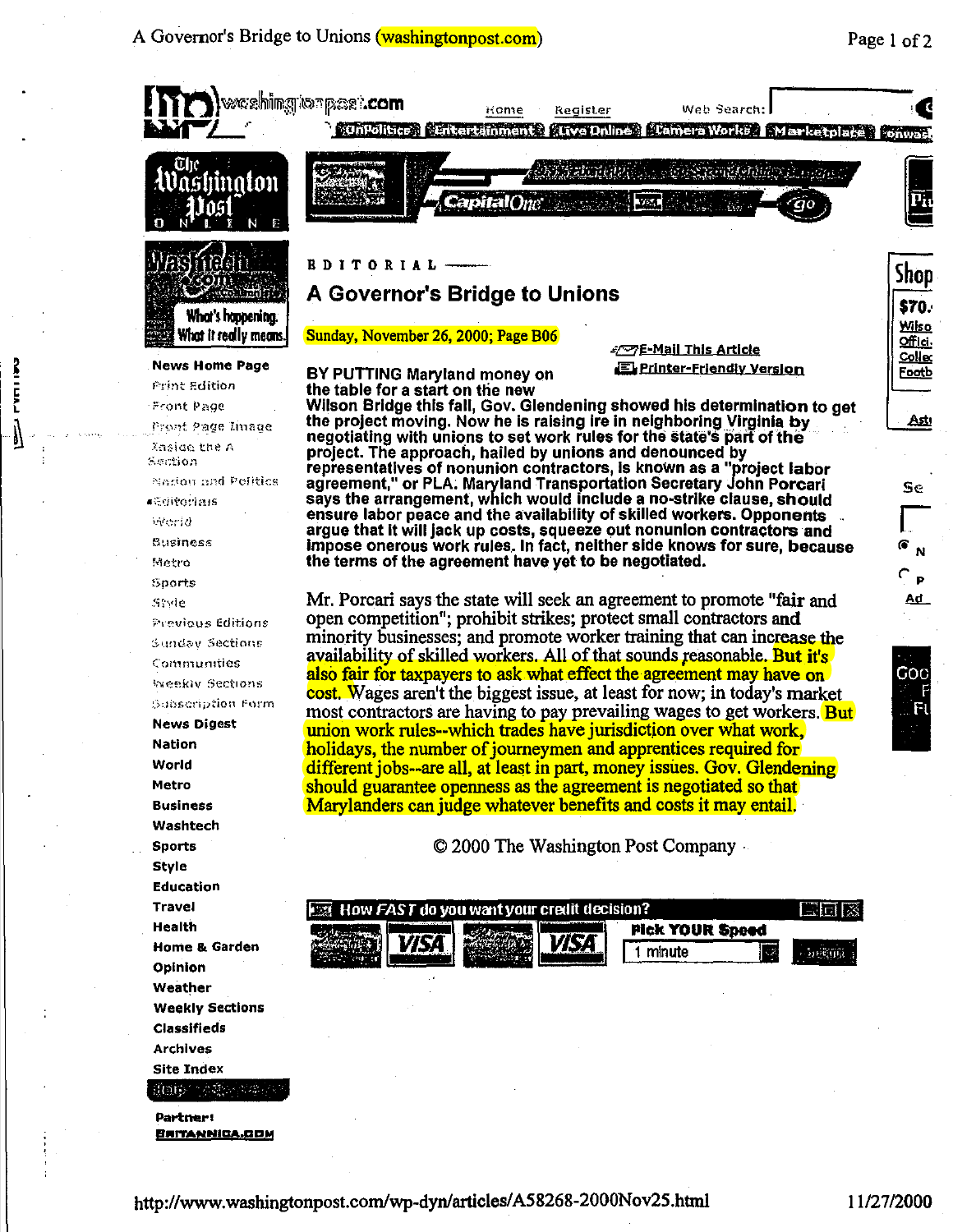EDITORIAL

# A Governor's Bridge to Unions

Sunday, November 26, 2000; Page B06

**BY PUTTING Maryland money on the table for a start on the new Wilson Bridge this fall, Gov. Glendening showed his determination to get the project moving. Now he is raising ire in neighboring Virginia by negotiating with unions to set work rules for the state's part of the project. The approach, hailed by unions and denounced by representatives of nonunion contractors, is known as a "project labor agreement," or PLA. Maryland Transportation Secretary John Porcari says the arrangement, which would include a no-strike clause, should ensure labor peace and the availability of skilled workers. Opponents argue that it will jack up costs, squeeze out nonunion contractors and impose onerous work rules. In fact, neither side knows for sure, because the terms of the agreement have yet to be negotiated.**

Mr. Porcari says the state will seek an agreement to promote "fair and open competition"; prohibit strikes; protect small contractors and minority businesses; and promote worker training that can increase the availability of skilled workers. All of that sounds reasonable. But it's also fair for taxpayers to ask what effect the agreement may have on cost. Wages aren't the biggest issue, at least for now; in today's market most contractors are having to pay prevailing wages to get workers. But union work rules--which trades have jurisdiction over what work, holidays, the number of journeymen and apprentices required for different jobs--are all, at least in part, money issues. Gov. Glendening should guarantee openness as the agreement is negotiated so that Marylanders can judge whatever benefits and costs it may entail.

© 2000 The Washington Post Company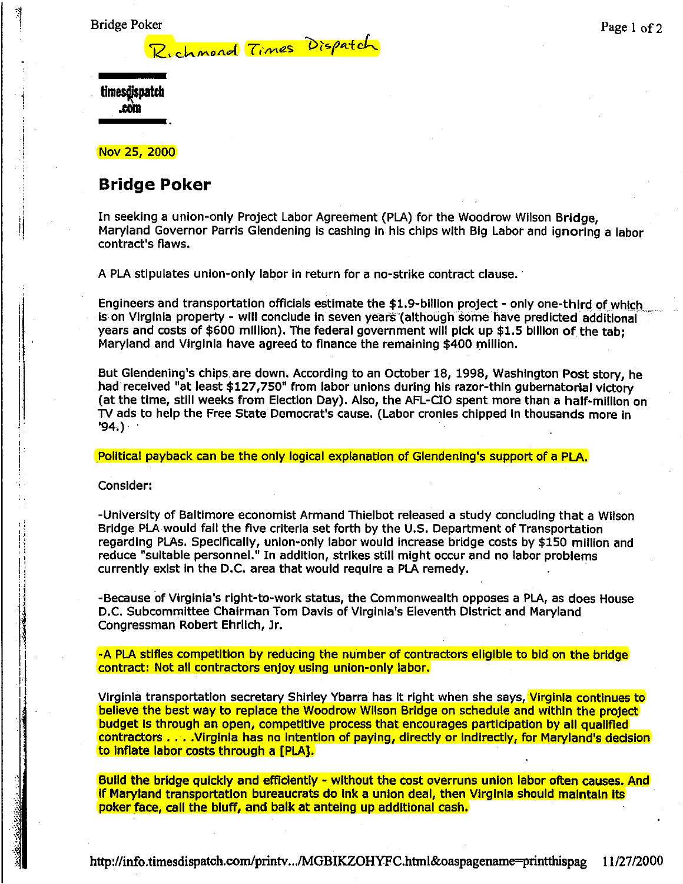Richmond Times Dispatch

timesdispatch.com

Nov 25, 2000

# Bridge Poker

In seeking a union-only Project Labor Agreement (PLA) for the Woodrow Wilson Bridge, Maryland Governor Parris Glendening is cashing in his chips with Big Labor and ignoring a labor contract's flaws.

A PLA stipulates union-only labor in return for a no-strike contract clause.

Engineers and transportation officials estimate the $1.9-billion project - only one-third of which is on Virginia property - will conclude in seven years (although some have predicted additional years and costs of $600 million). The federal government will pick up $1.5 billion of the tab; Maryland and Virginia have agreed to finance the remaining $400 million.

But Glendening's chips are down. According to an October 18, 1998, Washington Post story, he had received "at least $127,750" from labor unions during his razor-thin gubernatorial victory (at the time, still weeks from Election Day). Also, the AFL-CIO spent more than a half-million on TV ads to help the Free State Democrat's cause. (Labor cronies chipped in thousands more in '94.)

Political payback can be the only logical explanation of Glendening's support of a PLA.

Consider:

-University of Baltimore economist Armand Thielbot released a study concluding that a Wilson Bridge PLA would fail the five criteria set forth by the U.S. Department of Transportation regarding PLAs. Specifically, union-only labor would increase bridge costs by $150 million and reduce "suitable personnel." In addition, strikes still might occur and no labor problems currently exist in the D.C. area that would require a PLA remedy.

-Because of Virginia's right-to-work status, the Commonwealth opposes a PLA, as does House D.C. Subcommittee Chairman Tom Davis of Virginia's Eleventh District and Maryland Congressman Robert Ehrlich, Jr.

-A PLA stifles competition by reducing the number of contractors eligible to bid on the bridge contract: Not all contractors enjoy using union-only labor.

Virginia transportation secretary Shirley Ybarra has it right when she says, Virginia continues to believe the best way to replace the Woodrow Wilson Bridge on schedule and within the project budget is through an open, competitive process that encourages participation by all qualified contractors . . . .Virginia has no intention of paying, directly or indirectly, for Maryland's decision to inflate labor costs through a [PLA].

Build the bridge quickly and efficiently - without the cost overruns union labor often causes. And if Maryland transportation bureaucrats do ink a union deal, then Virginia should maintain its poker face, call the bluff, and balk at anteing up additional cash.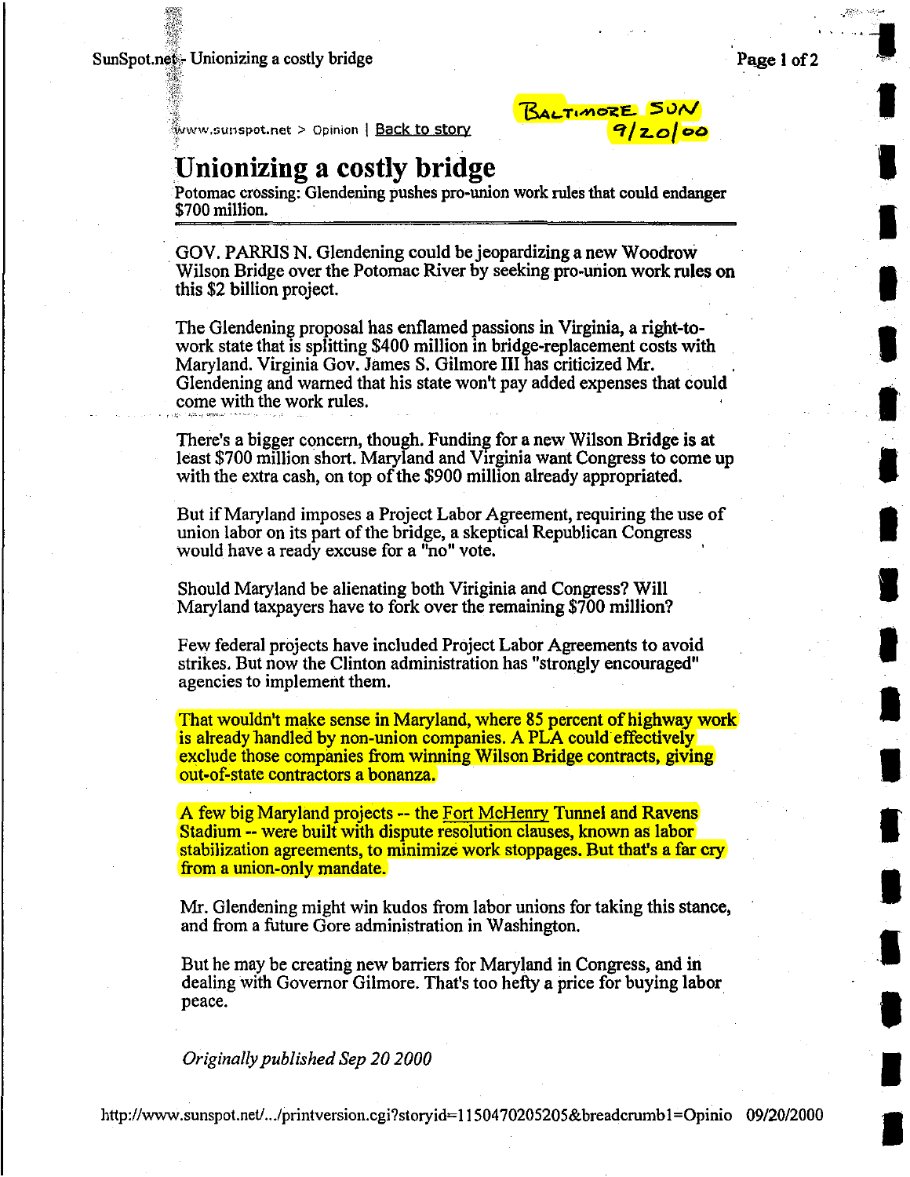www.sunspot.net > Opinion | Back to story

BALTIMORE SUN
9/20/00

# Unionizing a costly bridge

Potomac crossing: Glendening pushes pro-union work rules that could endanger $700 million.

---

GOV. PARRIS N. Glendening could be jeopardizing a new Woodrow Wilson Bridge over the Potomac River by seeking pro-union work rules on this $2 billion project.

The Glendening proposal has enflamed passions in Virginia, a right-to-work state that is splitting $400 million in bridge-replacement costs with Maryland. Virginia Gov. James S. Gilmore III has criticized Mr. Glendening and warned that his state won't pay added expenses that could come with the work rules.

There's a bigger concern, though. Funding for a new Wilson Bridge is at least $700 million short. Maryland and Virginia want Congress to come up with the extra cash, on top of the $900 million already appropriated.

But if Maryland imposes a Project Labor Agreement, requiring the use of union labor on its part of the bridge, a skeptical Republican Congress would have a ready excuse for a "no" vote.

Should Maryland be alienating both Viriginia and Congress? Will Maryland taxpayers have to fork over the remaining $700 million?

Few federal projects have included Project Labor Agreements to avoid strikes. But now the Clinton administration has "strongly encouraged" agencies to implement them.

That wouldn't make sense in Maryland, where 85 percent of highway work is already handled by non-union companies. A PLA could effectively exclude those companies from winning Wilson Bridge contracts, giving out-of-state contractors a bonanza.

A few big Maryland projects -- the Fort McHenry Tunnel and Ravens Stadium -- were built with dispute resolution clauses, known as labor stabilization agreements, to minimize work stoppages. But that's a far cry from a union-only mandate.

Mr. Glendening might win kudos from labor unions for taking this stance, and from a future Gore administration in Washington.

But he may be creating new barriers for Maryland in Congress, and in dealing with Governor Gilmore. That's too hefty a price for buying labor peace.

*Originally published Sep 20 2000*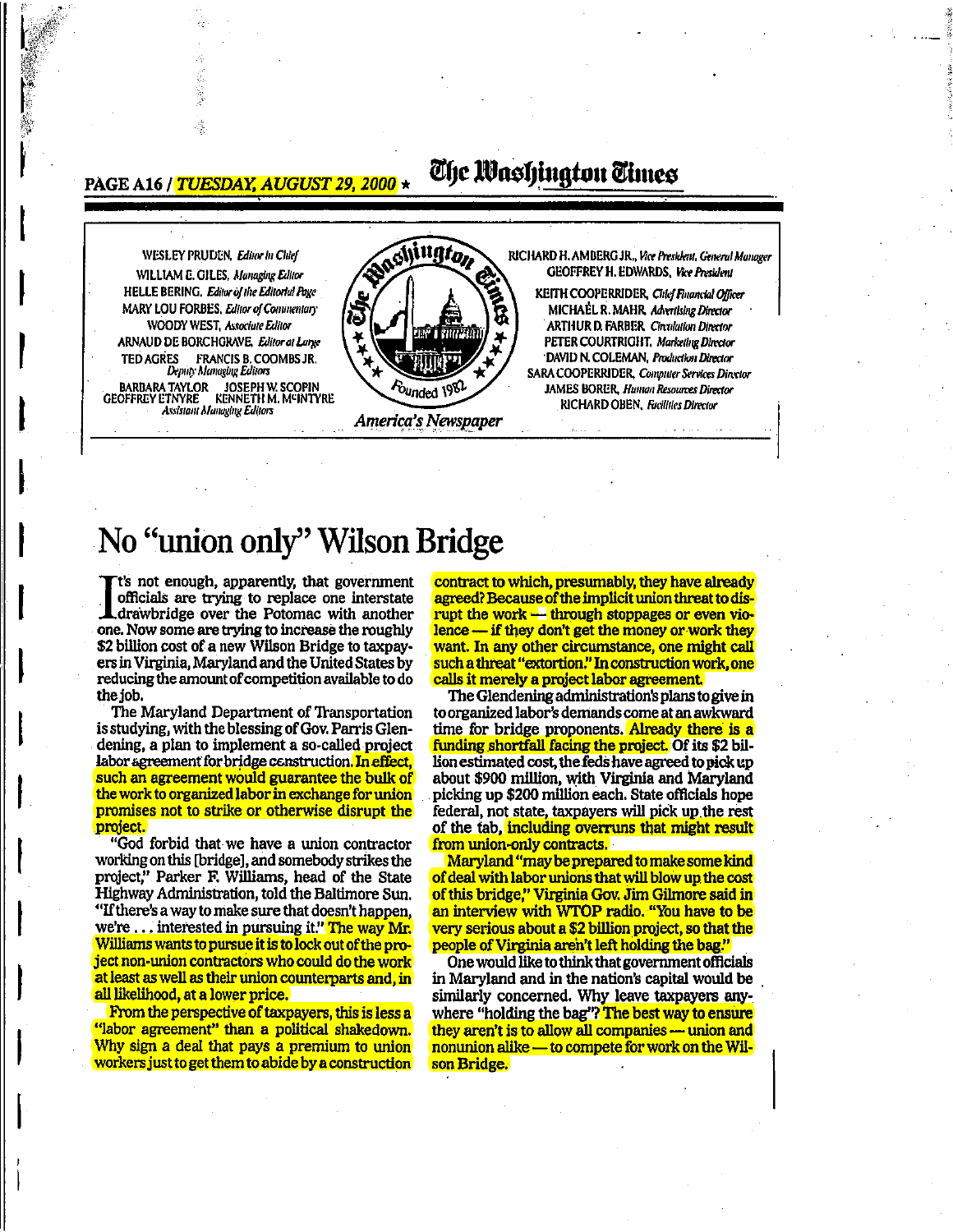PAGE A16 / TUESDAY, AUGUST 29, 2000 ★ **The Washington Times**

WESLEY PRUDEN, *Editor in Chief*
WILLIAM E. GILES, *Managing Editor*
HELLE BERING, *Editor of the Editorial Page*
MARY LOU FORBES, *Editor of Commentary*
WOODY WEST, *Associate Editor*
ARNAUD DE BORCHGRAVE, *Editor at Large*
TED AGRES FRANCIS B. COOMBS JR. *Deputy Managing Editors*
BARBARA TAYLOR JOSEPH W. SCOPIN GEOFFREY ETNYRE KENNETH M. McINTYRE *Assistant Managing Editors*

The Washington Times — Founded 1982 — *America's Newspaper*

RICHARD H. AMBERG JR., *Vice President, General Manager*
GEOFFREY H. EDWARDS, *Vice President*
KEITH COOPERRIDER, *Chief Financial Officer*
MICHAEL R. MAHR, *Advertising Director*
ARTHUR D. FARBER, *Circulation Director*
PETER COURTRIGHT, *Marketing Director*
DAVID N. COLEMAN, *Production Director*
SARA COOPERRIDER, *Computer Services Director*
JAMES BORER, *Human Resources Director*
RICHARD OBEN, *Facilities Director*

# No "union only" Wilson Bridge

It's not enough, apparently, that government officials are trying to replace one interstate drawbridge over the Potomac with another one. Now some are trying to increase the roughly $2 billion cost of a new Wilson Bridge to taxpayers in Virginia, Maryland and the United States by reducing the amount of competition available to do the job.

The Maryland Department of Transportation is studying, with the blessing of Gov. Parris Glendening, a plan to implement a so-called project labor agreement for bridge construction. In effect, such an agreement would guarantee the bulk of the work to organized labor in exchange for union promises not to strike or otherwise disrupt the project.

"God forbid that we have a union contractor working on this [bridge], and somebody strikes the project," Parker F. Williams, head of the State Highway Administration, told the Baltimore Sun. "If there's a way to make sure that doesn't happen, we're ... interested in pursuing it." The way Mr. Williams wants to pursue it is to lock out of the project non-union contractors who could do the work at least as well as their union counterparts and, in all likelihood, at a lower price.

From the perspective of taxpayers, this is less a "labor agreement" than a political shakedown. Why sign a deal that pays a premium to union workers just to get them to abide by a construction contract to which, presumably, they have already agreed? Because of the implicit union threat to disrupt the work — through stoppages or even violence — if they don't get the money or work they want. In any other circumstance, one might call such a threat "extortion." In construction work, one calls it merely a project labor agreement.

The Glendening administration's plans to give in to organized labor's demands come at an awkward time for bridge proponents. Already there is a funding shortfall facing the project. Of its $2 billion estimated cost, the feds have agreed to pick up about $900 million, with Virginia and Maryland picking up $200 million each. State officials hope federal, not state, taxpayers will pick up the rest of the tab, including overruns that might result from union-only contracts.

Maryland "may be prepared to make some kind of deal with labor unions that will blow up the cost of this bridge," Virginia Gov. Jim Gilmore said in an interview with WTOP radio. "You have to be very serious about a $2 billion project, so that the people of Virginia aren't left holding the bag."

One would like to think that government officials in Maryland and in the nation's capital would be similarly concerned. Why leave taxpayers anywhere "holding the bag"? The best way to ensure they aren't is to allow all companies — union and nonunion alike — to compete for work on the Wilson Bridge.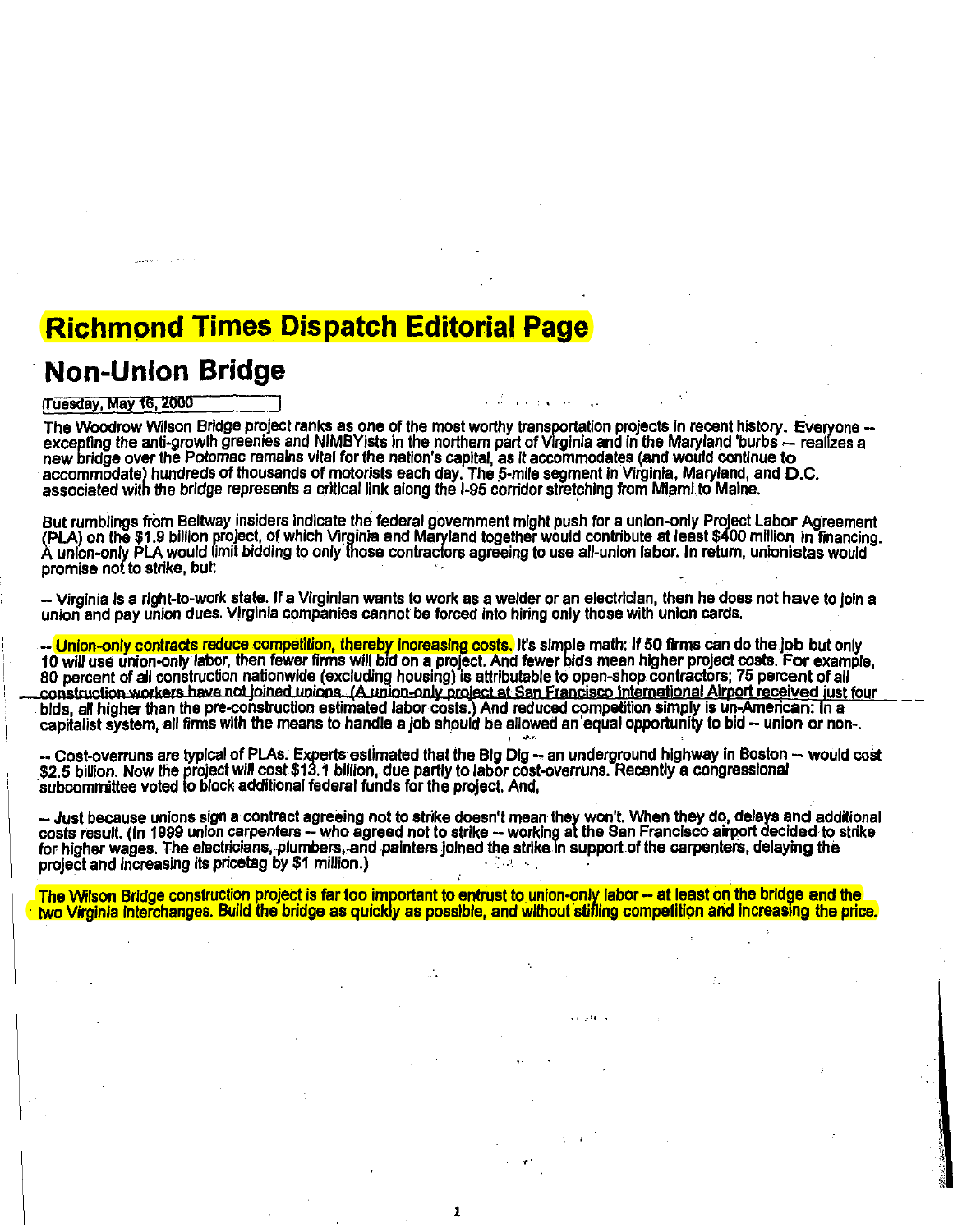# Richmond Times Dispatch Editorial Page

## Non-Union Bridge

Tuesday, May 16, 2000

The Woodrow Wilson Bridge project ranks as one of the most worthy transportation projects in recent history. Everyone -- excepting the anti-growth greenies and NIMBYists in the northern part of Virginia and in the Maryland 'burbs -- realizes a new bridge over the Potomac remains vital for the nation's capital, as it accommodates (and would continue to accommodate) hundreds of thousands of motorists each day. The 5-mile segment in Virginia, Maryland, and D.C. associated with the bridge represents a critical link along the I-95 corridor stretching from Miami to Maine.

But rumblings from Beltway insiders indicate the federal government might push for a union-only Project Labor Agreement (PLA) on the $1.9 billion project, of which Virginia and Maryland together would contribute at least $400 million in financing. A union-only PLA would limit bidding to only those contractors agreeing to use all-union labor. In return, unionistas would promise not to strike, but:

-- Virginia is a right-to-work state. If a Virginian wants to work as a welder or an electrician, then he does not have to join a union and pay union dues. Virginia companies cannot be forced into hiring only those with union cards.

-- Union-only contracts reduce competition, thereby increasing costs. It's simple math: If 50 firms can do the job but only 10 will use union-only labor, then fewer firms will bid on a project. And fewer bids mean higher project costs. For example, 80 percent of all construction nationwide (excluding housing) is attributable to open-shop contractors; 75 percent of all construction workers have not joined unions. (A union-only project at San Francisco International Airport received just four bids, all higher than the pre-construction estimated labor costs.) And reduced competition simply is un-American: In a capitalist system, all firms with the means to handle a job should be allowed an equal opportunity to bid -- union or non-.

-- Cost-overruns are typical of PLAs. Experts estimated that the Big Dig -- an underground highway in Boston -- would cost $2.5 billion. Now the project will cost $13.1 billion, due partly to labor cost-overruns. Recently a congressional subcommittee voted to block additional federal funds for the project. And,

-- Just because unions sign a contract agreeing not to strike doesn't mean they won't. When they do, delays and additional costs result. (In 1999 union carpenters -- who agreed not to strike -- working at the San Francisco airport decided to strike for higher wages. The electricians, plumbers, and painters joined the strike in support of the carpenters, delaying the project and increasing its pricetag by $1 million.)

The Wilson Bridge construction project is far too important to entrust to union-only labor -- at least on the bridge and the two Virginia interchanges. Build the bridge as quickly as possible, and without stifling competition and increasing the price.